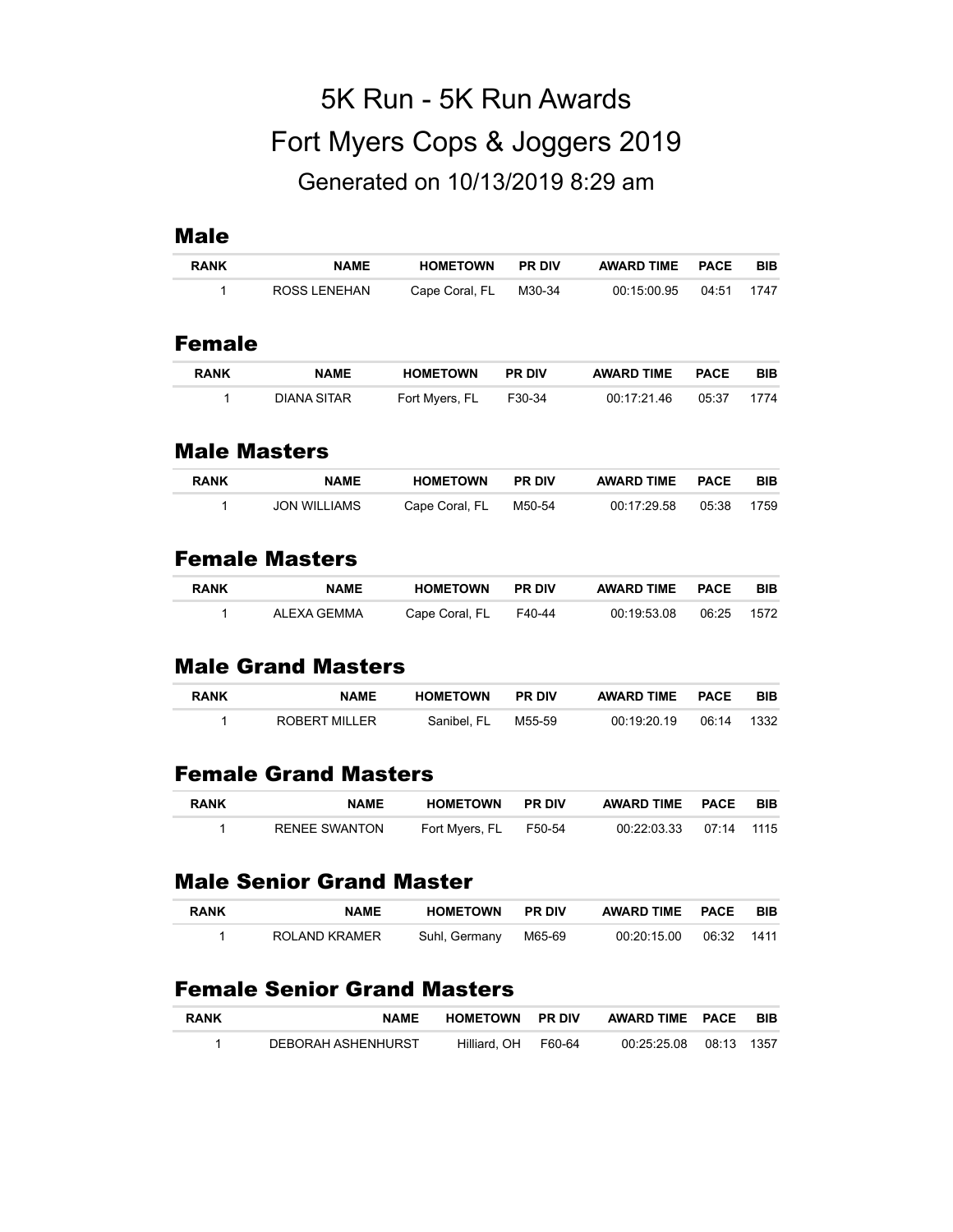# 5K Run - 5K Run Awards

# Fort Myers Cops & Joggers 2019

Generated on 10/13/2019 8:29 am

## Male

| RANK | NAME | HOMETOWN | PR DIV | AWARD TIME | PACE | BIB |
|---|---|---|---|---|---|---|
| 1 | ROSS LENEHAN | Cape Coral, FL | M30-34 | 00:15:00.95 | 04:51 | 1747 |

## Female

| RANK | NAME | HOMETOWN | PR DIV | AWARD TIME | PACE | BIB |
|---|---|---|---|---|---|---|
| 1 | DIANA SITAR | Fort Myers, FL | F30-34 | 00:17:21.46 | 05:37 | 1774 |

## Male Masters

| RANK | NAME | HOMETOWN | PR DIV | AWARD TIME | PACE | BIB |
|---|---|---|---|---|---|---|
| 1 | JON WILLIAMS | Cape Coral, FL | M50-54 | 00:17:29.58 | 05:38 | 1759 |

## Female Masters

| RANK | NAME | HOMETOWN | PR DIV | AWARD TIME | PACE | BIB |
|---|---|---|---|---|---|---|
| 1 | ALEXA GEMMA | Cape Coral, FL | F40-44 | 00:19:53.08 | 06:25 | 1572 |

## Male Grand Masters

| RANK | NAME | HOMETOWN | PR DIV | AWARD TIME | PACE | BIB |
|---|---|---|---|---|---|---|
| 1 | ROBERT MILLER | Sanibel, FL | M55-59 | 00:19:20.19 | 06:14 | 1332 |

## Female Grand Masters

| RANK | NAME | HOMETOWN | PR DIV | AWARD TIME | PACE | BIB |
|---|---|---|---|---|---|---|
| 1 | RENEE SWANTON | Fort Myers, FL | F50-54 | 00:22:03.33 | 07:14 | 1115 |

## Male Senior Grand Master

| RANK | NAME | HOMETOWN | PR DIV | AWARD TIME | PACE | BIB |
|---|---|---|---|---|---|---|
| 1 | ROLAND KRAMER | Suhl, Germany | M65-69 | 00:20:15.00 | 06:32 | 1411 |

## Female Senior Grand Masters

| RANK | NAME | HOMETOWN | PR DIV | AWARD TIME | PACE | BIB |
|---|---|---|---|---|---|---|
| 1 | DEBORAH ASHENHURST | Hilliard, OH | F60-64 | 00:25:25.08 | 08:13 | 1357 |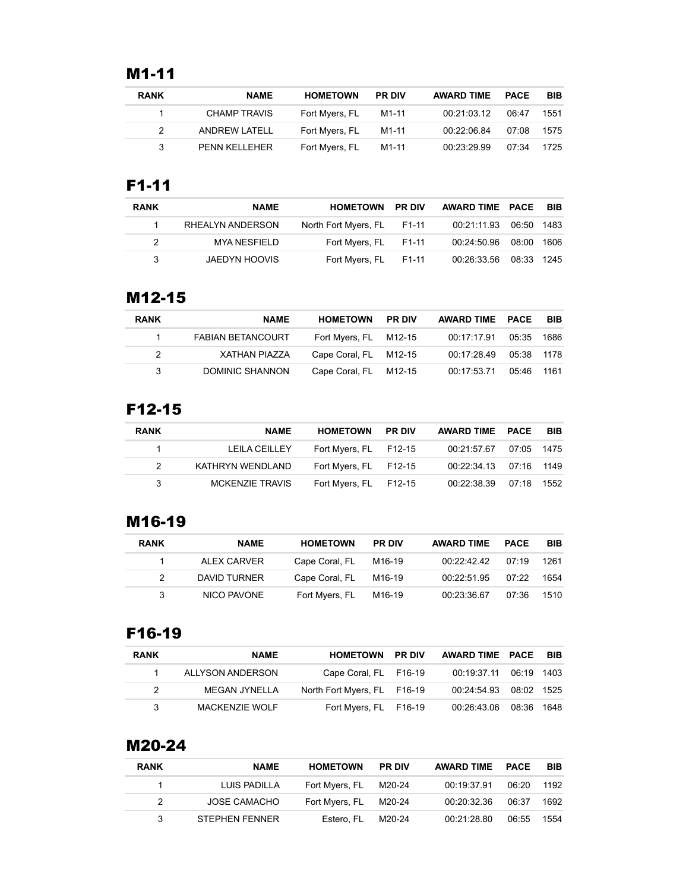## M1-11

| RANK | NAME | HOMETOWN | PR DIV | AWARD TIME | PACE | BIB |
|---|---|---|---|---|---|---|
| 1 | CHAMP TRAVIS | Fort Myers, FL | M1-11 | 00:21:03.12 | 06:47 | 1551 |
| 2 | ANDREW LATELL | Fort Myers, FL | M1-11 | 00:22:06.84 | 07:08 | 1575 |
| 3 | PENN KELLEHER | Fort Myers, FL | M1-11 | 00:23:29.99 | 07:34 | 1725 |

## F1-11

| RANK | NAME | HOMETOWN | PR DIV | AWARD TIME | PACE | BIB |
|---|---|---|---|---|---|---|
| 1 | RHEALYN ANDERSON | North Fort Myers, FL | F1-11 | 00:21:11.93 | 06:50 | 1483 |
| 2 | MYA NESFIELD | Fort Myers, FL | F1-11 | 00:24:50.96 | 08:00 | 1606 |
| 3 | JAEDYN HOOVIS | Fort Myers, FL | F1-11 | 00:26:33.56 | 08:33 | 1245 |

## M12-15

| RANK | NAME | HOMETOWN | PR DIV | AWARD TIME | PACE | BIB |
|---|---|---|---|---|---|---|
| 1 | FABIAN BETANCOURT | Fort Myers, FL | M12-15 | 00:17:17.91 | 05:35 | 1686 |
| 2 | XATHAN PIAZZA | Cape Coral, FL | M12-15 | 00:17:28.49 | 05:38 | 1178 |
| 3 | DOMINIC SHANNON | Cape Coral, FL | M12-15 | 00:17:53.71 | 05:46 | 1161 |

## F12-15

| RANK | NAME | HOMETOWN | PR DIV | AWARD TIME | PACE | BIB |
|---|---|---|---|---|---|---|
| 1 | LEILA CEILLEY | Fort Myers, FL | F12-15 | 00:21:57.67 | 07:05 | 1475 |
| 2 | KATHRYN WENDLAND | Fort Myers, FL | F12-15 | 00:22:34.13 | 07:16 | 1149 |
| 3 | MCKENZIE TRAVIS | Fort Myers, FL | F12-15 | 00:22:38.39 | 07:18 | 1552 |

## M16-19

| RANK | NAME | HOMETOWN | PR DIV | AWARD TIME | PACE | BIB |
|---|---|---|---|---|---|---|
| 1 | ALEX CARVER | Cape Coral, FL | M16-19 | 00:22:42.42 | 07:19 | 1261 |
| 2 | DAVID TURNER | Cape Coral, FL | M16-19 | 00:22:51.95 | 07:22 | 1654 |
| 3 | NICO PAVONE | Fort Myers, FL | M16-19 | 00:23:36.67 | 07:36 | 1510 |

## F16-19

| RANK | NAME | HOMETOWN | PR DIV | AWARD TIME | PACE | BIB |
|---|---|---|---|---|---|---|
| 1 | ALLYSON ANDERSON | Cape Coral, FL | F16-19 | 00:19:37.11 | 06:19 | 1403 |
| 2 | MEGAN JYNELLA | North Fort Myers, FL | F16-19 | 00:24:54.93 | 08:02 | 1525 |
| 3 | MACKENZIE WOLF | Fort Myers, FL | F16-19 | 00:26:43.06 | 08:36 | 1648 |

## M20-24

| RANK | NAME | HOMETOWN | PR DIV | AWARD TIME | PACE | BIB |
|---|---|---|---|---|---|---|
| 1 | LUIS PADILLA | Fort Myers, FL | M20-24 | 00:19:37.91 | 06:20 | 1192 |
| 2 | JOSE CAMACHO | Fort Myers, FL | M20-24 | 00:20:32.36 | 06:37 | 1692 |
| 3 | STEPHEN FENNER | Estero, FL | M20-24 | 00:21:28.80 | 06:55 | 1554 |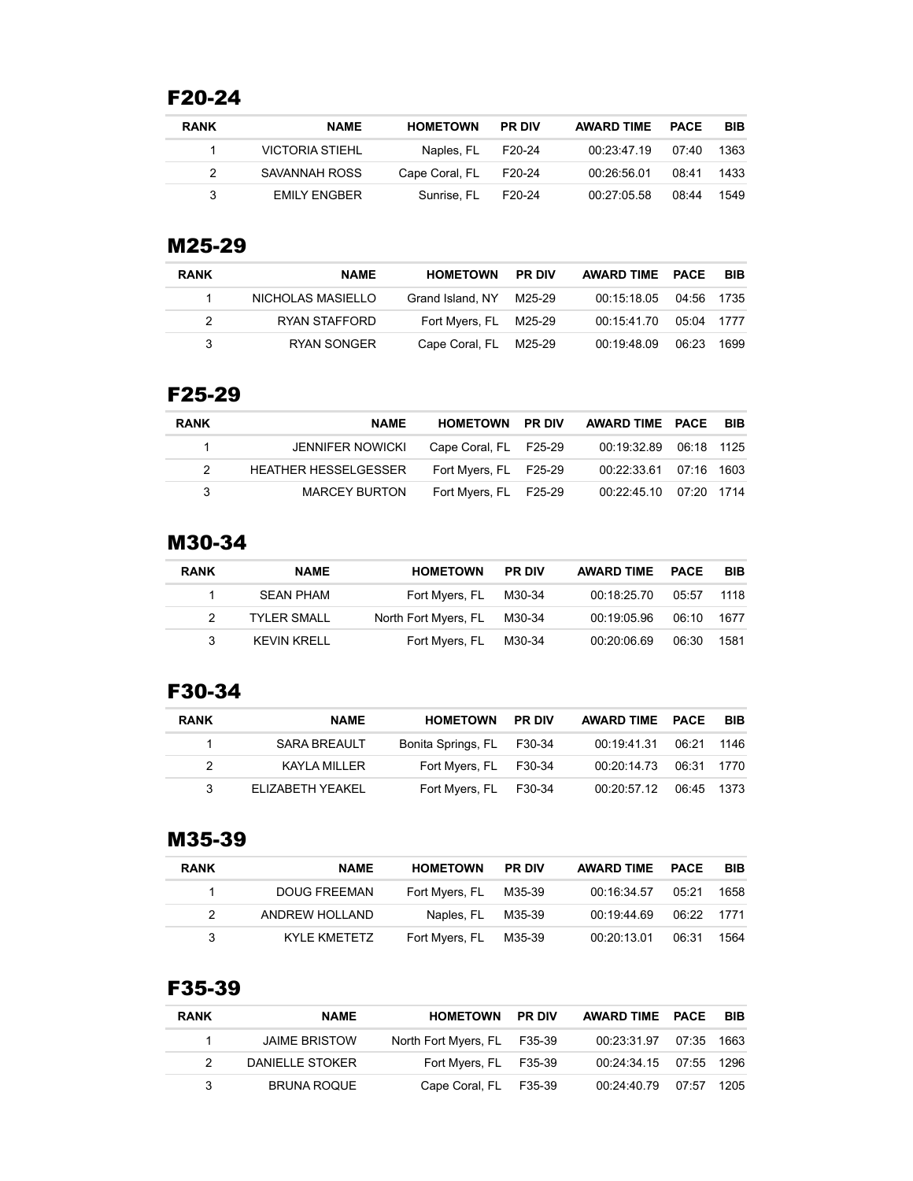## F20-24

| RANK | NAME | HOMETOWN | PR DIV | AWARD TIME | PACE | BIB |
|---|---|---|---|---|---|---|
| 1 | VICTORIA STIEHL | Naples, FL | F20-24 | 00:23:47.19 | 07:40 | 1363 |
| 2 | SAVANNAH ROSS | Cape Coral, FL | F20-24 | 00:26:56.01 | 08:41 | 1433 |
| 3 | EMILY ENGBER | Sunrise, FL | F20-24 | 00:27:05.58 | 08:44 | 1549 |

## M25-29

| RANK | NAME | HOMETOWN | PR DIV | AWARD TIME | PACE | BIB |
|---|---|---|---|---|---|---|
| 1 | NICHOLAS MASIELLO | Grand Island, NY | M25-29 | 00:15:18.05 | 04:56 | 1735 |
| 2 | RYAN STAFFORD | Fort Myers, FL | M25-29 | 00:15:41.70 | 05:04 | 1777 |
| 3 | RYAN SONGER | Cape Coral, FL | M25-29 | 00:19:48.09 | 06:23 | 1699 |

## F25-29

| RANK | NAME | HOMETOWN | PR DIV | AWARD TIME | PACE | BIB |
|---|---|---|---|---|---|---|
| 1 | JENNIFER NOWICKI | Cape Coral, FL | F25-29 | 00:19:32.89 | 06:18 | 1125 |
| 2 | HEATHER HESSELGESSER | Fort Myers, FL | F25-29 | 00:22:33.61 | 07:16 | 1603 |
| 3 | MARCEY BURTON | Fort Myers, FL | F25-29 | 00:22:45.10 | 07:20 | 1714 |

## M30-34

| RANK | NAME | HOMETOWN | PR DIV | AWARD TIME | PACE | BIB |
|---|---|---|---|---|---|---|
| 1 | SEAN PHAM | Fort Myers, FL | M30-34 | 00:18:25.70 | 05:57 | 1118 |
| 2 | TYLER SMALL | North Fort Myers, FL | M30-34 | 00:19:05.96 | 06:10 | 1677 |
| 3 | KEVIN KRELL | Fort Myers, FL | M30-34 | 00:20:06.69 | 06:30 | 1581 |

## F30-34

| RANK | NAME | HOMETOWN | PR DIV | AWARD TIME | PACE | BIB |
|---|---|---|---|---|---|---|
| 1 | SARA BREAULT | Bonita Springs, FL | F30-34 | 00:19:41.31 | 06:21 | 1146 |
| 2 | KAYLA MILLER | Fort Myers, FL | F30-34 | 00:20:14.73 | 06:31 | 1770 |
| 3 | ELIZABETH YEAKEL | Fort Myers, FL | F30-34 | 00:20:57.12 | 06:45 | 1373 |

## M35-39

| RANK | NAME | HOMETOWN | PR DIV | AWARD TIME | PACE | BIB |
|---|---|---|---|---|---|---|
| 1 | DOUG FREEMAN | Fort Myers, FL | M35-39 | 00:16:34.57 | 05:21 | 1658 |
| 2 | ANDREW HOLLAND | Naples, FL | M35-39 | 00:19:44.69 | 06:22 | 1771 |
| 3 | KYLE KMETETZ | Fort Myers, FL | M35-39 | 00:20:13.01 | 06:31 | 1564 |

## F35-39

| RANK | NAME | HOMETOWN | PR DIV | AWARD TIME | PACE | BIB |
|---|---|---|---|---|---|---|
| 1 | JAIME BRISTOW | North Fort Myers, FL | F35-39 | 00:23:31.97 | 07:35 | 1663 |
| 2 | DANIELLE STOKER | Fort Myers, FL | F35-39 | 00:24:34.15 | 07:55 | 1296 |
| 3 | BRUNA ROQUE | Cape Coral, FL | F35-39 | 00:24:40.79 | 07:57 | 1205 |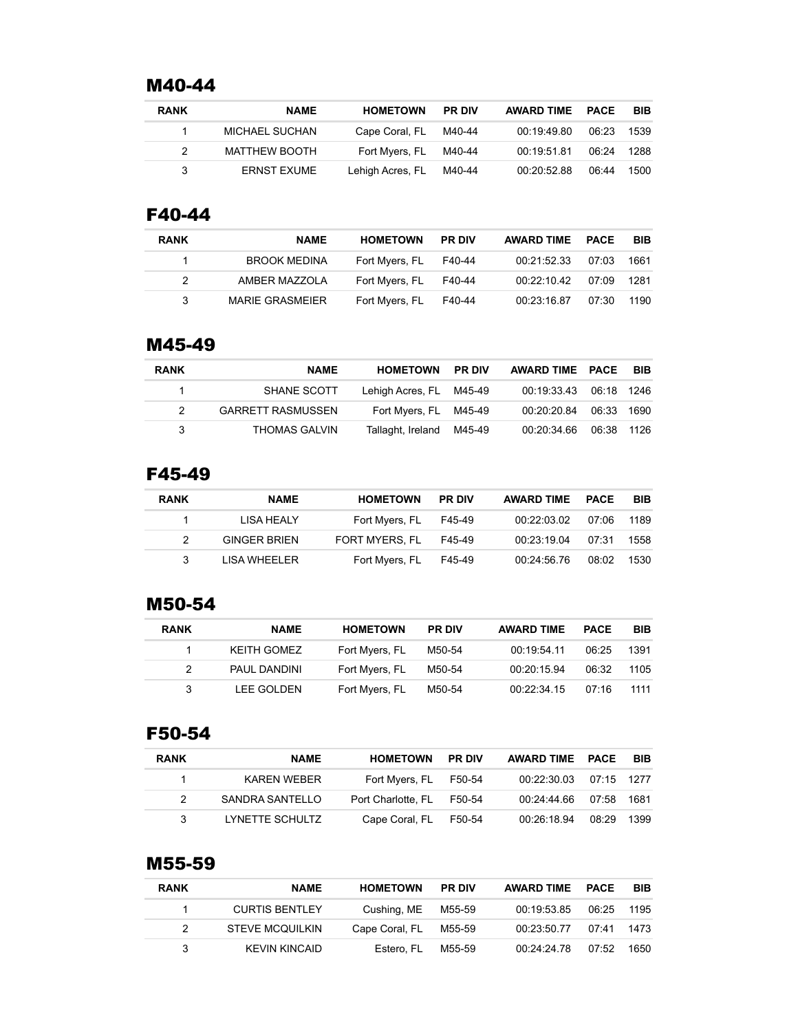## M40-44

| RANK | NAME | HOMETOWN | PR DIV | AWARD TIME | PACE | BIB |
|---|---|---|---|---|---|---|
| 1 | MICHAEL SUCHAN | Cape Coral, FL | M40-44 | 00:19:49.80 | 06:23 | 1539 |
| 2 | MATTHEW BOOTH | Fort Myers, FL | M40-44 | 00:19:51.81 | 06:24 | 1288 |
| 3 | ERNST EXUME | Lehigh Acres, FL | M40-44 | 00:20:52.88 | 06:44 | 1500 |

## F40-44

| RANK | NAME | HOMETOWN | PR DIV | AWARD TIME | PACE | BIB |
|---|---|---|---|---|---|---|
| 1 | BROOK MEDINA | Fort Myers, FL | F40-44 | 00:21:52.33 | 07:03 | 1661 |
| 2 | AMBER MAZZOLA | Fort Myers, FL | F40-44 | 00:22:10.42 | 07:09 | 1281 |
| 3 | MARIE GRASMEIER | Fort Myers, FL | F40-44 | 00:23:16.87 | 07:30 | 1190 |

## M45-49

| RANK | NAME | HOMETOWN | PR DIV | AWARD TIME | PACE | BIB |
|---|---|---|---|---|---|---|
| 1 | SHANE SCOTT | Lehigh Acres, FL | M45-49 | 00:19:33.43 | 06:18 | 1246 |
| 2 | GARRETT RASMUSSEN | Fort Myers, FL | M45-49 | 00:20:20.84 | 06:33 | 1690 |
| 3 | THOMAS GALVIN | Tallaght, Ireland | M45-49 | 00:20:34.66 | 06:38 | 1126 |

## F45-49

| RANK | NAME | HOMETOWN | PR DIV | AWARD TIME | PACE | BIB |
|---|---|---|---|---|---|---|
| 1 | LISA HEALY | Fort Myers, FL | F45-49 | 00:22:03.02 | 07:06 | 1189 |
| 2 | GINGER BRIEN | FORT MYERS, FL | F45-49 | 00:23:19.04 | 07:31 | 1558 |
| 3 | LISA WHEELER | Fort Myers, FL | F45-49 | 00:24:56.76 | 08:02 | 1530 |

## M50-54

| RANK | NAME | HOMETOWN | PR DIV | AWARD TIME | PACE | BIB |
|---|---|---|---|---|---|---|
| 1 | KEITH GOMEZ | Fort Myers, FL | M50-54 | 00:19:54.11 | 06:25 | 1391 |
| 2 | PAUL DANDINI | Fort Myers, FL | M50-54 | 00:20:15.94 | 06:32 | 1105 |
| 3 | LEE GOLDEN | Fort Myers, FL | M50-54 | 00:22:34.15 | 07:16 | 1111 |

## F50-54

| RANK | NAME | HOMETOWN | PR DIV | AWARD TIME | PACE | BIB |
|---|---|---|---|---|---|---|
| 1 | KAREN WEBER | Fort Myers, FL | F50-54 | 00:22:30.03 | 07:15 | 1277 |
| 2 | SANDRA SANTELLO | Port Charlotte, FL | F50-54 | 00:24:44.66 | 07:58 | 1681 |
| 3 | LYNETTE SCHULTZ | Cape Coral, FL | F50-54 | 00:26:18.94 | 08:29 | 1399 |

## M55-59

| RANK | NAME | HOMETOWN | PR DIV | AWARD TIME | PACE | BIB |
|---|---|---|---|---|---|---|
| 1 | CURTIS BENTLEY | Cushing, ME | M55-59 | 00:19:53.85 | 06:25 | 1195 |
| 2 | STEVE MCQUILKIN | Cape Coral, FL | M55-59 | 00:23:50.77 | 07:41 | 1473 |
| 3 | KEVIN KINCAID | Estero, FL | M55-59 | 00:24:24.78 | 07:52 | 1650 |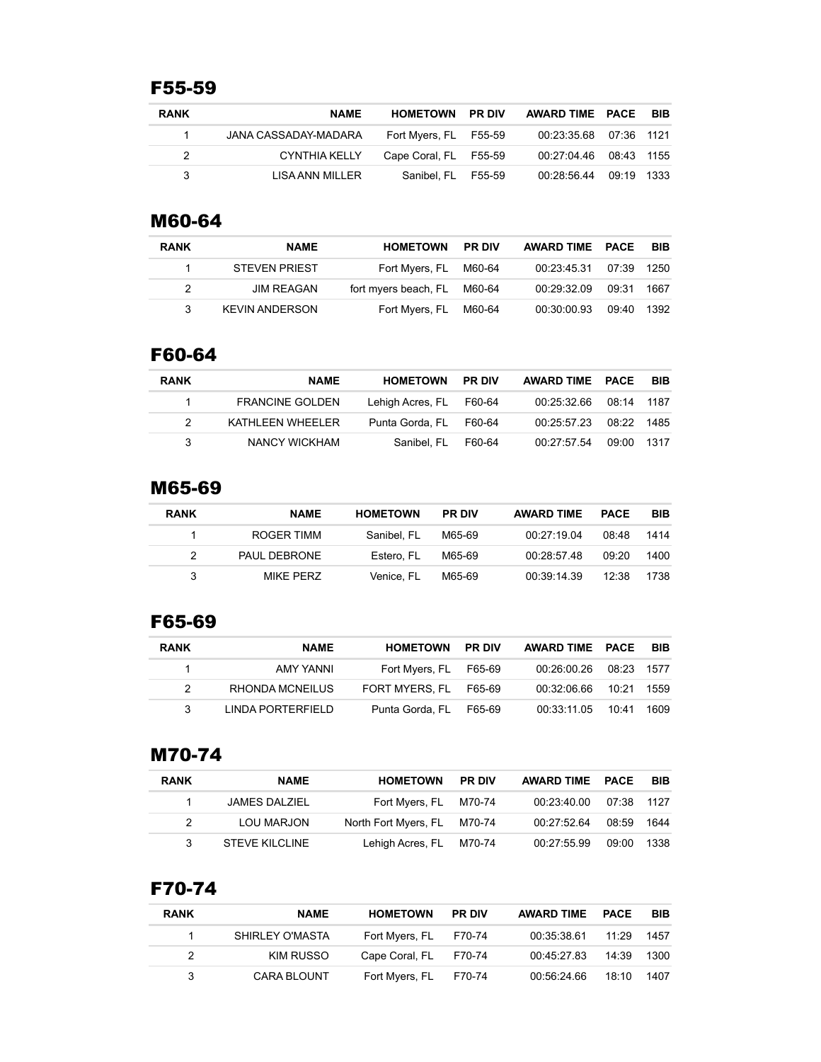## F55-59

| RANK | NAME | HOMETOWN | PR DIV | AWARD TIME | PACE | BIB |
|---|---|---|---|---|---|---|
| 1 | JANA CASSADAY-MADARA | Fort Myers, FL | F55-59 | 00:23:35.68 | 07:36 | 1121 |
| 2 | CYNTHIA KELLY | Cape Coral, FL | F55-59 | 00:27:04.46 | 08:43 | 1155 |
| 3 | LISA ANN MILLER | Sanibel, FL | F55-59 | 00:28:56.44 | 09:19 | 1333 |

## M60-64

| RANK | NAME | HOMETOWN | PR DIV | AWARD TIME | PACE | BIB |
|---|---|---|---|---|---|---|
| 1 | STEVEN PRIEST | Fort Myers, FL | M60-64 | 00:23:45.31 | 07:39 | 1250 |
| 2 | JIM REAGAN | fort myers beach, FL | M60-64 | 00:29:32.09 | 09:31 | 1667 |
| 3 | KEVIN ANDERSON | Fort Myers, FL | M60-64 | 00:30:00.93 | 09:40 | 1392 |

## F60-64

| RANK | NAME | HOMETOWN | PR DIV | AWARD TIME | PACE | BIB |
|---|---|---|---|---|---|---|
| 1 | FRANCINE GOLDEN | Lehigh Acres, FL | F60-64 | 00:25:32.66 | 08:14 | 1187 |
| 2 | KATHLEEN WHEELER | Punta Gorda, FL | F60-64 | 00:25:57.23 | 08:22 | 1485 |
| 3 | NANCY WICKHAM | Sanibel, FL | F60-64 | 00:27:57.54 | 09:00 | 1317 |

## M65-69

| RANK | NAME | HOMETOWN | PR DIV | AWARD TIME | PACE | BIB |
|---|---|---|---|---|---|---|
| 1 | ROGER TIMM | Sanibel, FL | M65-69 | 00:27:19.04 | 08:48 | 1414 |
| 2 | PAUL DEBRONE | Estero, FL | M65-69 | 00:28:57.48 | 09:20 | 1400 |
| 3 | MIKE PERZ | Venice, FL | M65-69 | 00:39:14.39 | 12:38 | 1738 |

## F65-69

| RANK | NAME | HOMETOWN | PR DIV | AWARD TIME | PACE | BIB |
|---|---|---|---|---|---|---|
| 1 | AMY YANNI | Fort Myers, FL | F65-69 | 00:26:00.26 | 08:23 | 1577 |
| 2 | RHONDA MCNEILUS | FORT MYERS, FL | F65-69 | 00:32:06.66 | 10:21 | 1559 |
| 3 | LINDA PORTERFIELD | Punta Gorda, FL | F65-69 | 00:33:11.05 | 10:41 | 1609 |

## M70-74

| RANK | NAME | HOMETOWN | PR DIV | AWARD TIME | PACE | BIB |
|---|---|---|---|---|---|---|
| 1 | JAMES DALZIEL | Fort Myers, FL | M70-74 | 00:23:40.00 | 07:38 | 1127 |
| 2 | LOU MARJON | North Fort Myers, FL | M70-74 | 00:27:52.64 | 08:59 | 1644 |
| 3 | STEVE KILCLINE | Lehigh Acres, FL | M70-74 | 00:27:55.99 | 09:00 | 1338 |

## F70-74

| RANK | NAME | HOMETOWN | PR DIV | AWARD TIME | PACE | BIB |
|---|---|---|---|---|---|---|
| 1 | SHIRLEY O'MASTA | Fort Myers, FL | F70-74 | 00:35:38.61 | 11:29 | 1457 |
| 2 | KIM RUSSO | Cape Coral, FL | F70-74 | 00:45:27.83 | 14:39 | 1300 |
| 3 | CARA BLOUNT | Fort Myers, FL | F70-74 | 00:56:24.66 | 18:10 | 1407 |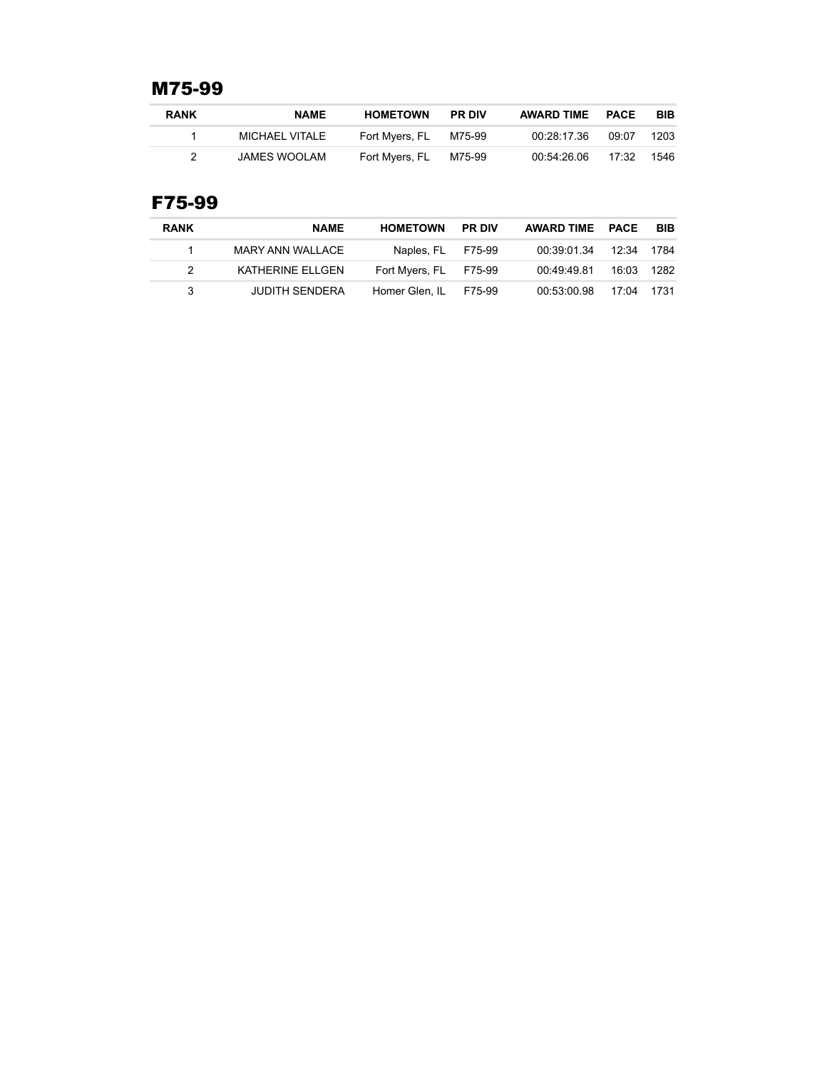## M75-99

| RANK | NAME | HOMETOWN | PR DIV | AWARD TIME | PACE | BIB |
|---|---|---|---|---|---|---|
| 1 | MICHAEL VITALE | Fort Myers, FL | M75-99 | 00:28:17.36 | 09:07 | 1203 |
| 2 | JAMES WOOLAM | Fort Myers, FL | M75-99 | 00:54:26.06 | 17:32 | 1546 |

## F75-99

| RANK | NAME | HOMETOWN | PR DIV | AWARD TIME | PACE | BIB |
|---|---|---|---|---|---|---|
| 1 | MARY ANN WALLACE | Naples, FL | F75-99 | 00:39:01.34 | 12:34 | 1784 |
| 2 | KATHERINE ELLGEN | Fort Myers, FL | F75-99 | 00:49:49.81 | 16:03 | 1282 |
| 3 | JUDITH SENDERA | Homer Glen, IL | F75-99 | 00:53:00.98 | 17:04 | 1731 |